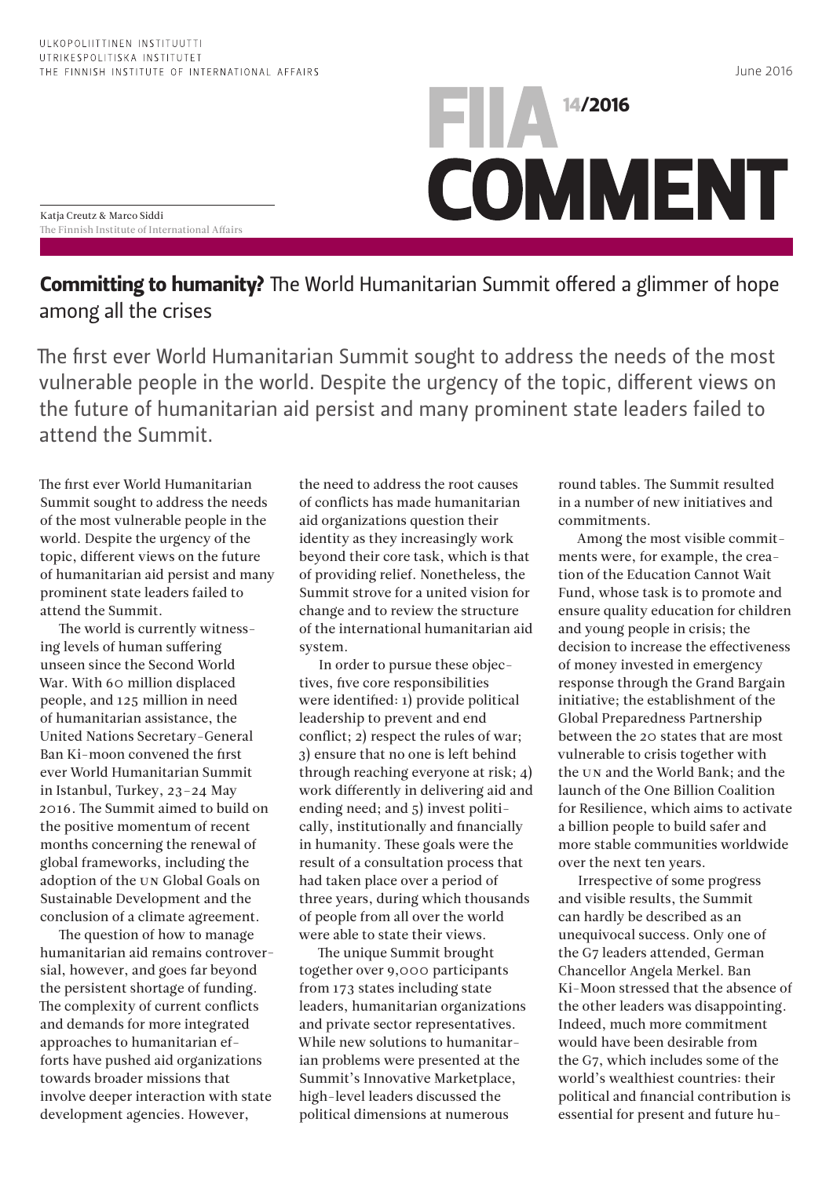ULKOPOLIITTINEN INSTITUUTTI
UTRIKESPOLITISKA INSTITUTET
THE FINNISH INSTITUTE OF INTERNATIONAL AFFAIRS

June 2016

FIIA 14/2016
COMMENT

Katja Creutz & Marco Siddi
The Finnish Institute of International Affairs

# **Committing to humanity?** The World Humanitarian Summit offered a glimmer of hope among all the crises

The first ever World Humanitarian Summit sought to address the needs of the most vulnerable people in the world. Despite the urgency of the topic, different views on the future of humanitarian aid persist and many prominent state leaders failed to attend the Summit.

The first ever World Humanitarian Summit sought to address the needs of the most vulnerable people in the world. Despite the urgency of the topic, different views on the future of humanitarian aid persist and many prominent state leaders failed to attend the Summit.

The world is currently witnessing levels of human suffering unseen since the Second World War. With 60 million displaced people, and 125 million in need of humanitarian assistance, the United Nations Secretary-General Ban Ki-moon convened the first ever World Humanitarian Summit in Istanbul, Turkey, 23–24 May 2016. The Summit aimed to build on the positive momentum of recent months concerning the renewal of global frameworks, including the adoption of the UN Global Goals on Sustainable Development and the conclusion of a climate agreement.

The question of how to manage humanitarian aid remains controversial, however, and goes far beyond the persistent shortage of funding. The complexity of current conflicts and demands for more integrated approaches to humanitarian efforts have pushed aid organizations towards broader missions that involve deeper interaction with state development agencies. However, the need to address the root causes of conflicts has made humanitarian aid organizations question their identity as they increasingly work beyond their core task, which is that of providing relief. Nonetheless, the Summit strove for a united vision for change and to review the structure of the international humanitarian aid system.

In order to pursue these objectives, five core responsibilities were identified: 1) provide political leadership to prevent and end conflict; 2) respect the rules of war; 3) ensure that no one is left behind through reaching everyone at risk; 4) work differently in delivering aid and ending need; and 5) invest politically, institutionally and financially in humanity. These goals were the result of a consultation process that had taken place over a period of three years, during which thousands of people from all over the world were able to state their views.

The unique Summit brought together over 9,000 participants from 173 states including state leaders, humanitarian organizations and private sector representatives. While new solutions to humanitarian problems were presented at the Summit's Innovative Marketplace, high-level leaders discussed the political dimensions at numerous round tables. The Summit resulted in a number of new initiatives and commitments.

Among the most visible commitments were, for example, the creation of the Education Cannot Wait Fund, whose task is to promote and ensure quality education for children and young people in crisis; the decision to increase the effectiveness of money invested in emergency response through the Grand Bargain initiative; the establishment of the Global Preparedness Partnership between the 20 states that are most vulnerable to crisis together with the UN and the World Bank; and the launch of the One Billion Coalition for Resilience, which aims to activate a billion people to build safer and more stable communities worldwide over the next ten years.

Irrespective of some progress and visible results, the Summit can hardly be described as an unequivocal success. Only one of the G7 leaders attended, German Chancellor Angela Merkel. Ban Ki-Moon stressed that the absence of the other leaders was disappointing. Indeed, much more commitment would have been desirable from the G7, which includes some of the world's wealthiest countries: their political and financial contribution is essential for present and future hu-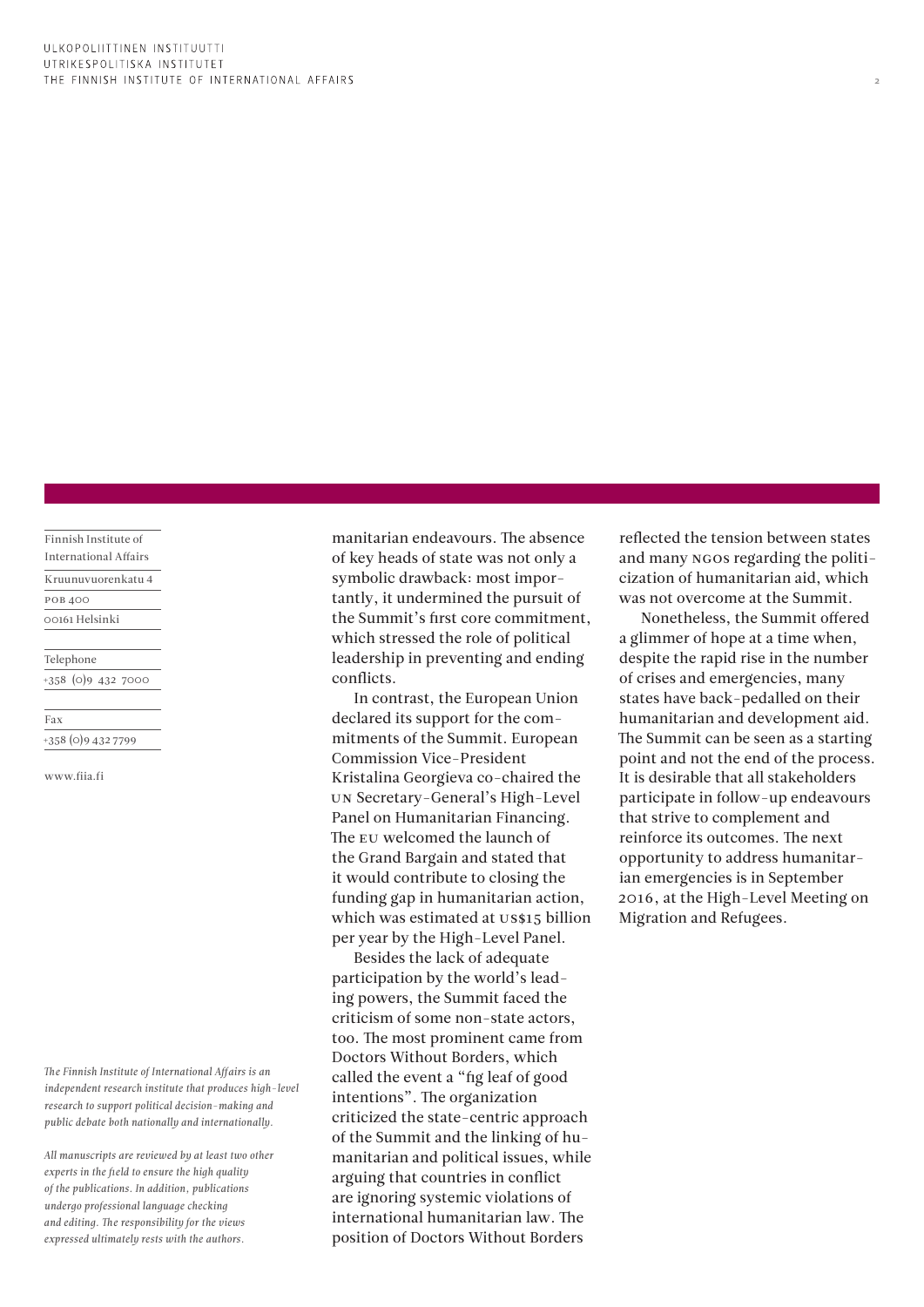manitarian endeavours. The absence of key heads of state was not only a symbolic drawback: most importantly, it undermined the pursuit of the Summit's first core commitment, which stressed the role of political leadership in preventing and ending conflicts.

In contrast, the European Union declared its support for the commitments of the Summit. European Commission Vice-President Kristalina Georgieva co-chaired the UN Secretary-General's High-Level Panel on Humanitarian Financing. The EU welcomed the launch of the Grand Bargain and stated that it would contribute to closing the funding gap in humanitarian action, which was estimated at US$15 billion per year by the High-Level Panel.

Besides the lack of adequate participation by the world's leading powers, the Summit faced the criticism of some non-state actors, too. The most prominent came from Doctors Without Borders, which called the event a "fig leaf of good intentions". The organization criticized the state-centric approach of the Summit and the linking of humanitarian and political issues, while arguing that countries in conflict are ignoring systemic violations of international humanitarian law. The position of Doctors Without Borders reflected the tension between states and many NGOs regarding the politicization of humanitarian aid, which was not overcome at the Summit.

Nonetheless, the Summit offered a glimmer of hope at a time when, despite the rapid rise in the number of crises and emergencies, many states have back-pedalled on their humanitarian and development aid. The Summit can be seen as a starting point and not the end of the process. It is desirable that all stakeholders participate in follow-up endeavours that strive to complement and reinforce its outcomes. The next opportunity to address humanitarian emergencies is in September 2016, at the High-Level Meeting on Migration and Refugees.

Finnish Institute of International Affairs
Kruunuvuorenkatu 4
POB 400
00161 Helsinki

Telephone
+358 (0)9 432 7000

Fax
+358 (0)9 432 7799

www.fiia.fi

*The Finnish Institute of International Affairs is an independent research institute that produces high-level research to support political decision-making and public debate both nationally and internationally.*

*All manuscripts are reviewed by at least two other experts in the field to ensure the high quality of the publications. In addition, publications undergo professional language checking and editing. The responsibility for the views expressed ultimately rests with the authors.*